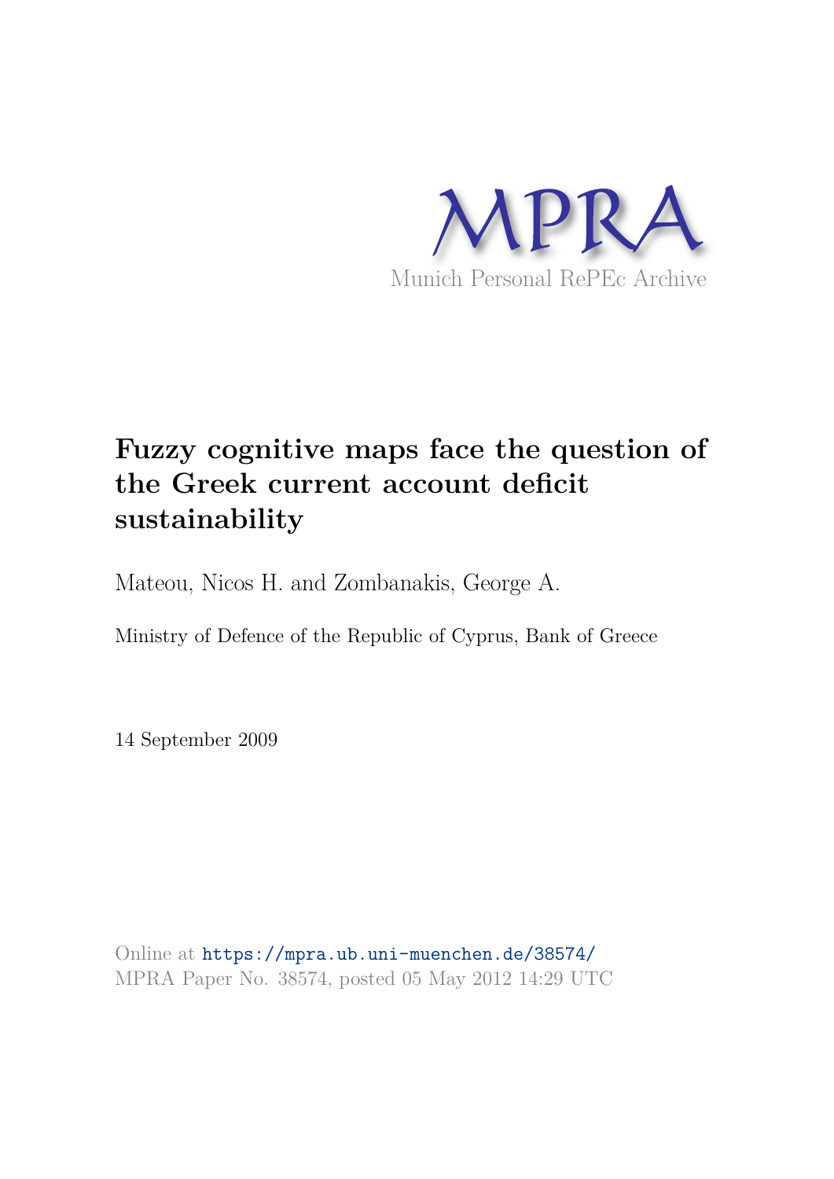MPRA

Munich Personal RePEc Archive

# Fuzzy cognitive maps face the question of the Greek current account deficit sustainability

Mateou, Nicos H. and Zombanakis, George A.

Ministry of Defence of the Republic of Cyprus, Bank of Greece

14 September 2009

Online at https://mpra.ub.uni-muenchen.de/38574/
MPRA Paper No. 38574, posted 05 May 2012 14:29 UTC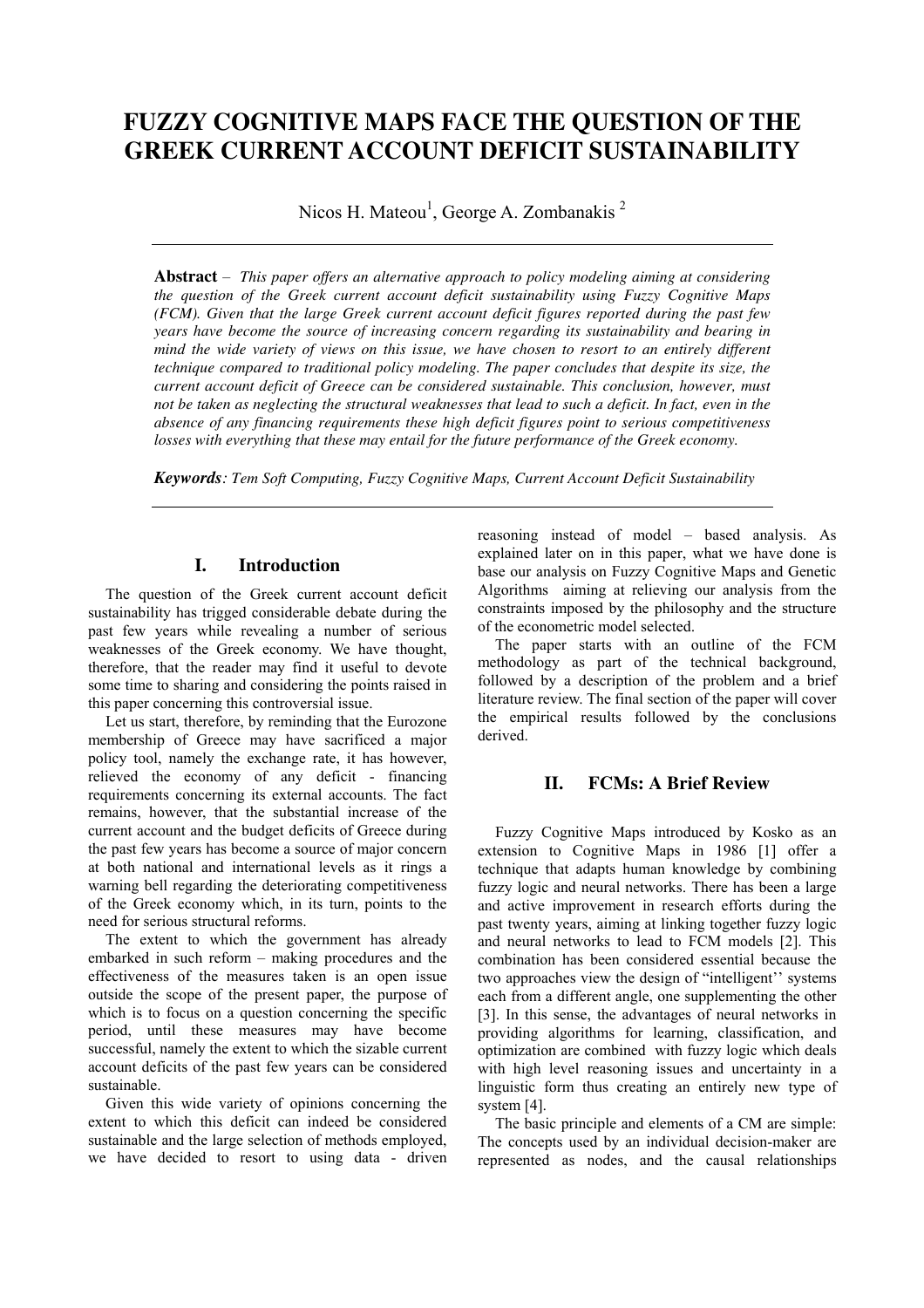# FUZZY COGNITIVE MAPS FACE THE QUESTION OF THE GREEK CURRENT ACCOUNT DEFICIT SUSTAINABILITY

Nicos H. Mateou[1], George A. Zombanakis [2]

**Abstract** – *This paper offers an alternative approach to policy modeling aiming at considering the question of the Greek current account deficit sustainability using Fuzzy Cognitive Maps (FCM). Given that the large Greek current account deficit figures reported during the past few years have become the source of increasing concern regarding its sustainability and bearing in mind the wide variety of views on this issue, we have chosen to resort to an entirely different technique compared to traditional policy modeling. The paper concludes that despite its size, the current account deficit of Greece can be considered sustainable. This conclusion, however, must not be taken as neglecting the structural weaknesses that lead to such a deficit. In fact, even in the absence of any financing requirements these high deficit figures point to serious competitiveness losses with everything that these may entail for the future performance of the Greek economy.*

***Keywords****: Tem Soft Computing, Fuzzy Cognitive Maps, Current Account Deficit Sustainability*

## I. Introduction

The question of the Greek current account deficit sustainability has trigged considerable debate during the past few years while revealing a number of serious weaknesses of the Greek economy. We have thought, therefore, that the reader may find it useful to devote some time to sharing and considering the points raised in this paper concerning this controversial issue.

Let us start, therefore, by reminding that the Eurozone membership of Greece may have sacrificed a major policy tool, namely the exchange rate, it has however, relieved the economy of any deficit - financing requirements concerning its external accounts. The fact remains, however, that the substantial increase of the current account and the budget deficits of Greece during the past few years has become a source of major concern at both national and international levels as it rings a warning bell regarding the deteriorating competitiveness of the Greek economy which, in its turn, points to the need for serious structural reforms.

The extent to which the government has already embarked in such reform – making procedures and the effectiveness of the measures taken is an open issue outside the scope of the present paper, the purpose of which is to focus on a question concerning the specific period, until these measures may have become successful, namely the extent to which the sizable current account deficits of the past few years can be considered sustainable.

Given this wide variety of opinions concerning the extent to which this deficit can indeed be considered sustainable and the large selection of methods employed, we have decided to resort to using data - driven reasoning instead of model – based analysis. As explained later on in this paper, what we have done is base our analysis on Fuzzy Cognitive Maps and Genetic Algorithms aiming at relieving our analysis from the constraints imposed by the philosophy and the structure of the econometric model selected.

The paper starts with an outline of the FCM methodology as part of the technical background, followed by a description of the problem and a brief literature review. The final section of the paper will cover the empirical results followed by the conclusions derived.

## II. FCMs: A Brief Review

Fuzzy Cognitive Maps introduced by Kosko as an extension to Cognitive Maps in 1986 [1] offer a technique that adapts human knowledge by combining fuzzy logic and neural networks. There has been a large and active improvement in research efforts during the past twenty years, aiming at linking together fuzzy logic and neural networks to lead to FCM models [2]. This combination has been considered essential because the two approaches view the design of "intelligent'' systems each from a different angle, one supplementing the other [3]. In this sense, the advantages of neural networks in providing algorithms for learning, classification, and optimization are combined with fuzzy logic which deals with high level reasoning issues and uncertainty in a linguistic form thus creating an entirely new type of system [4].

The basic principle and elements of a CM are simple: The concepts used by an individual decision-maker are represented as nodes, and the causal relationships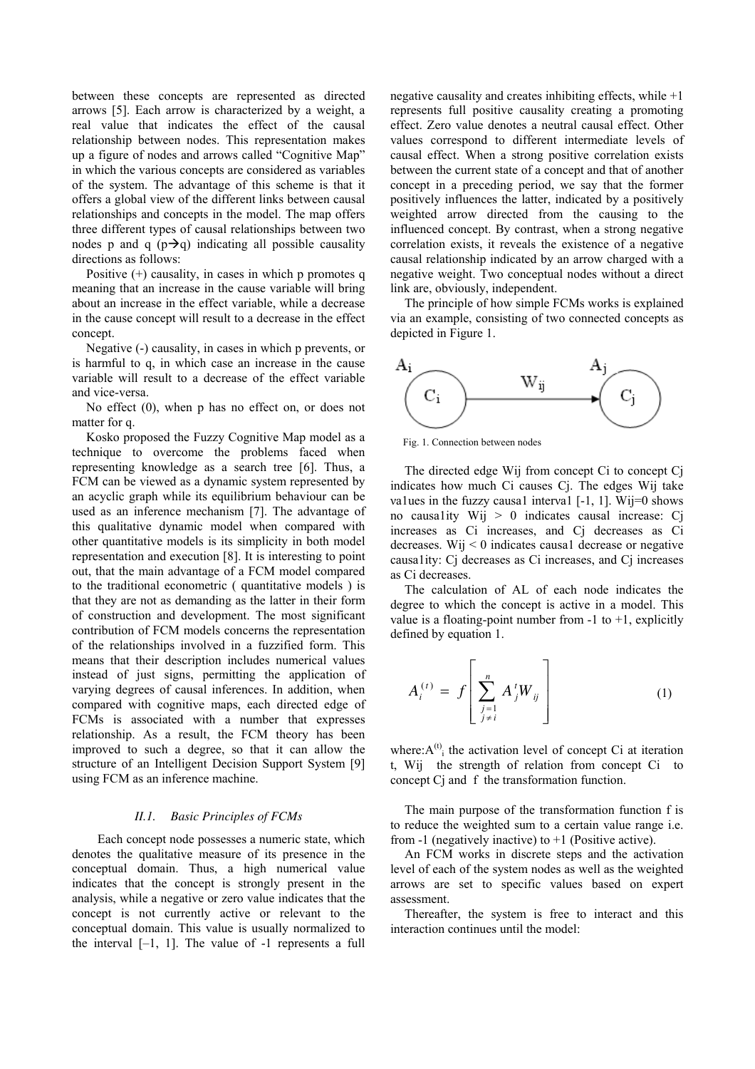between these concepts are represented as directed arrows [5]. Each arrow is characterized by a weight, a real value that indicates the effect of the causal relationship between nodes. This representation makes up a figure of nodes and arrows called "Cognitive Map" in which the various concepts are considered as variables of the system. The advantage of this scheme is that it offers a global view of the different links between causal relationships and concepts in the model. The map offers three different types of causal relationships between two nodes p and q (p→q) indicating all possible causality directions as follows:

Positive (+) causality, in cases in which p promotes q meaning that an increase in the cause variable will bring about an increase in the effect variable, while a decrease in the cause concept will result to a decrease in the effect concept.

Negative (-) causality, in cases in which p prevents, or is harmful to q, in which case an increase in the cause variable will result to a decrease of the effect variable and vice-versa.

No effect (0), when p has no effect on, or does not matter for q.

Kosko proposed the Fuzzy Cognitive Map model as a technique to overcome the problems faced when representing knowledge as a search tree [6]. Thus, a FCM can be viewed as a dynamic system represented by an acyclic graph while its equilibrium behaviour can be used as an inference mechanism [7]. The advantage of this qualitative dynamic model when compared with other quantitative models is its simplicity in both model representation and execution [8]. It is interesting to point out, that the main advantage of a FCM model compared to the traditional econometric ( quantitative models ) is that they are not as demanding as the latter in their form of construction and development. The most significant contribution of FCM models concerns the representation of the relationships involved in a fuzzified form. This means that their description includes numerical values instead of just signs, permitting the application of varying degrees of causal inferences. In addition, when compared with cognitive maps, each directed edge of FCMs is associated with a number that expresses relationship. As a result, the FCM theory has been improved to such a degree, so that it can allow the structure of an Intelligent Decision Support System [9] using FCM as an inference machine.

### *II.1. Basic Principles of FCMs*

Each concept node possesses a numeric state, which denotes the qualitative measure of its presence in the conceptual domain. Thus, a high numerical value indicates that the concept is strongly present in the analysis, while a negative or zero value indicates that the concept is not currently active or relevant to the conceptual domain. This value is usually normalized to the interval [–1, 1]. The value of -1 represents a full negative causality and creates inhibiting effects, while +1 represents full positive causality creating a promoting effect. Zero value denotes a neutral causal effect. Other values correspond to different intermediate levels of causal effect. When a strong positive correlation exists between the current state of a concept and that of another concept in a preceding period, we say that the former positively influences the latter, indicated by a positively weighted arrow directed from the causing to the influenced concept. By contrast, when a strong negative correlation exists, it reveals the existence of a negative causal relationship indicated by an arrow charged with a negative weight. Two conceptual nodes without a direct link are, obviously, independent.

The principle of how simple FCMs works is explained via an example, consisting of two connected concepts as depicted in Figure 1.

Fig. 1. Connection between nodes

The directed edge Wij from concept Ci to concept Cj indicates how much Ci causes Cj. The edges Wij take va1ues in the fuzzy causa1 interva1 [-1, 1]. Wij=0 shows no causa1ity Wij > 0 indicates causal increase: Cj increases as Ci increases, and Cj decreases as Ci decreases. Wij < 0 indicates causa1 decrease or negative causa1ity: Cj decreases as Ci increases, and Cj increases as Ci decreases.

The calculation of AL of each node indicates the degree to which the concept is active in a model. This value is a floating-point number from -1 to +1, explicitly defined by equation 1.

$$A_i^{(t)} = f\left[\sum_{\substack{j=1 \\ j \neq i}}^{n} A_j^t W_{ij}\right] \tag{1}$$

where: $A^{(t)}_i$ the activation level of concept Ci at iteration t, Wij the strength of relation from concept Ci to concept Cj and f the transformation function.

The main purpose of the transformation function f is to reduce the weighted sum to a certain value range i.e. from -1 (negatively inactive) to +1 (Positive active).

An FCM works in discrete steps and the activation level of each of the system nodes as well as the weighted arrows are set to specific values based on expert assessment.

Thereafter, the system is free to interact and this interaction continues until the model: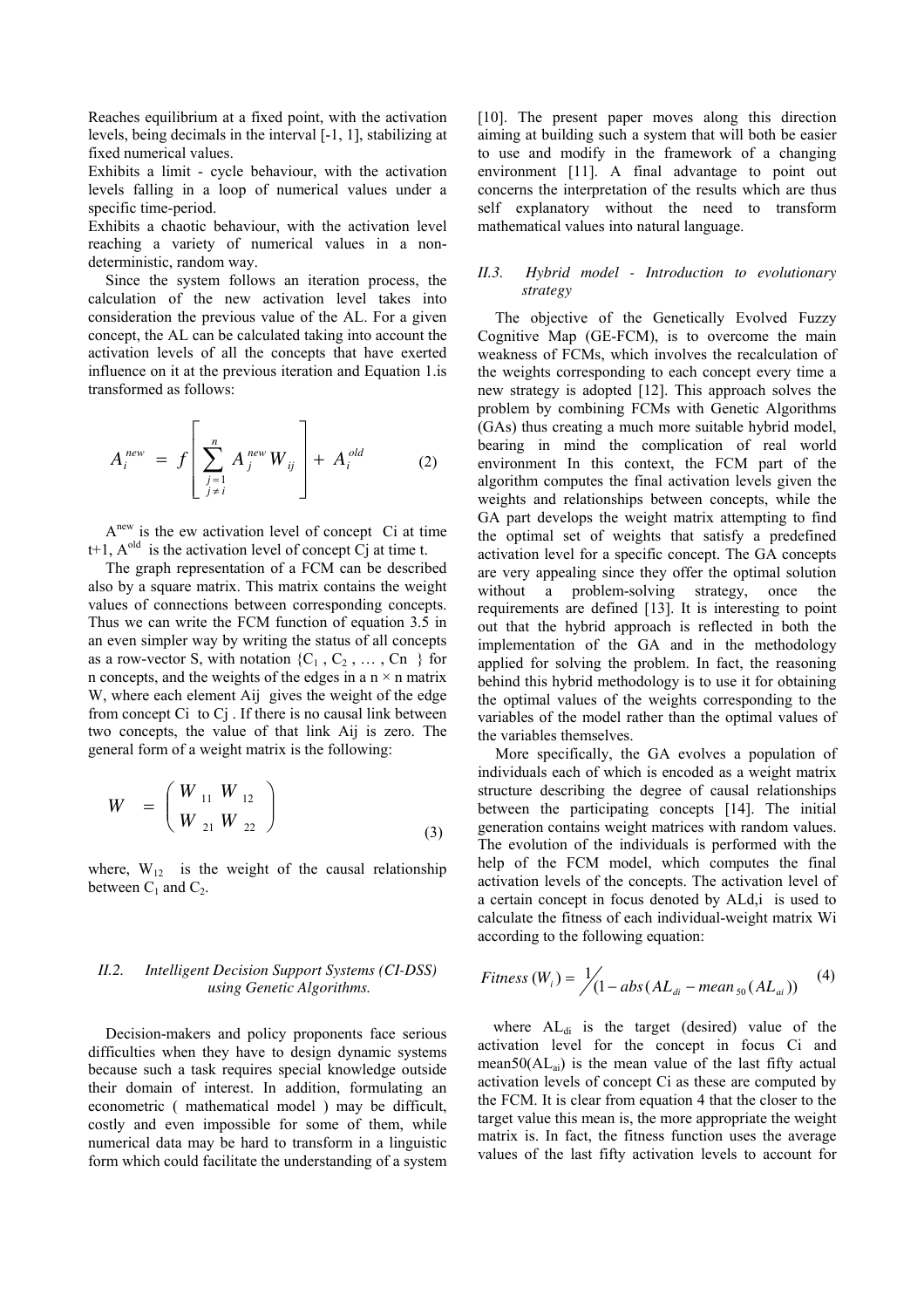Reaches equilibrium at a fixed point, with the activation levels, being decimals in the interval [-1, 1], stabilizing at fixed numerical values.

Exhibits a limit - cycle behaviour, with the activation levels falling in a loop of numerical values under a specific time-period.

Exhibits a chaotic behaviour, with the activation level reaching a variety of numerical values in a non-deterministic, random way.

Since the system follows an iteration process, the calculation of the new activation level takes into consideration the previous value of the AL. For a given concept, the AL can be calculated taking into account the activation levels of all the concepts that have exerted influence on it at the previous iteration and Equation 1.is transformed as follows:

$$A_i^{new} = f\left[\sum_{\substack{j=1 \\ j \neq i}}^{n} A_j^{new} W_{ij}\right] + A_i^{old} \qquad (2)$$

$A^{new}$ is the ew activation level of concept Ci at time t+1, $A^{old}$ is the activation level of concept Cj at time t.

The graph representation of a FCM can be described also by a square matrix. This matrix contains the weight values of connections between corresponding concepts. Thus we can write the FCM function of equation 3.5 in an even simpler way by writing the status of all concepts as a row-vector S, with notation $\{C_1, C_2, \ldots, Cn\}$ for n concepts, and the weights of the edges in a n × n matrix W, where each element Aij gives the weight of the edge from concept Ci to Cj . If there is no causal link between two concepts, the value of that link Aij is zero. The general form of a weight matrix is the following:

$$W = \begin{pmatrix} W_{11} & W_{12} \\ W_{21} & W_{22} \end{pmatrix} \qquad (3)$$

where, $W_{12}$ is the weight of the causal relationship between $C_1$ and $C_2$.

### *II.2. Intelligent Decision Support Systems (CI-DSS) using Genetic Algorithms.*

Decision-makers and policy proponents face serious difficulties when they have to design dynamic systems because such a task requires special knowledge outside their domain of interest. In addition, formulating an econometric ( mathematical model ) may be difficult, costly and even impossible for some of them, while numerical data may be hard to transform in a linguistic form which could facilitate the understanding of a system [10]. The present paper moves along this direction aiming at building such a system that will both be easier to use and modify in the framework of a changing environment [11]. A final advantage to point out concerns the interpretation of the results which are thus self explanatory without the need to transform mathematical values into natural language.

### *II.3. Hybrid model - Introduction to evolutionary strategy*

The objective of the Genetically Evolved Fuzzy Cognitive Map (GE-FCM), is to overcome the main weakness of FCMs, which involves the recalculation of the weights corresponding to each concept every time a new strategy is adopted [12]. This approach solves the problem by combining FCMs with Genetic Algorithms (GAs) thus creating a much more suitable hybrid model, bearing in mind the complication of real world environment In this context, the FCM part of the algorithm computes the final activation levels given the weights and relationships between concepts, while the GA part develops the weight matrix attempting to find the optimal set of weights that satisfy a predefined activation level for a specific concept. The GA concepts are very appealing since they offer the optimal solution without a problem-solving strategy, once the requirements are defined [13]. It is interesting to point out that the hybrid approach is reflected in both the implementation of the GA and in the methodology applied for solving the problem. In fact, the reasoning behind this hybrid methodology is to use it for obtaining the optimal values of the weights corresponding to the variables of the model rather than the optimal values of the variables themselves.

More specifically, the GA evolves a population of individuals each of which is encoded as a weight matrix structure describing the degree of causal relationships between the participating concepts [14]. The initial generation contains weight matrices with random values. The evolution of the individuals is performed with the help of the FCM model, which computes the final activation levels of the concepts. The activation level of a certain concept in focus denoted by ALd,i is used to calculate the fitness of each individual-weight matrix Wi according to the following equation:

$$Fitness(W_i) = 1 / (1 - abs(AL_{di} - mean_{50}(AL_{ai})) \qquad (4)$$

where $AL_{di}$ is the target (desired) value of the activation level for the concept in focus Ci and $mean50(AL_{ai})$ is the mean value of the last fifty actual activation levels of concept Ci as these are computed by the FCM. It is clear from equation 4 that the closer to the target value this mean is, the more appropriate the weight matrix is. In fact, the fitness function uses the average values of the last fifty activation levels to account for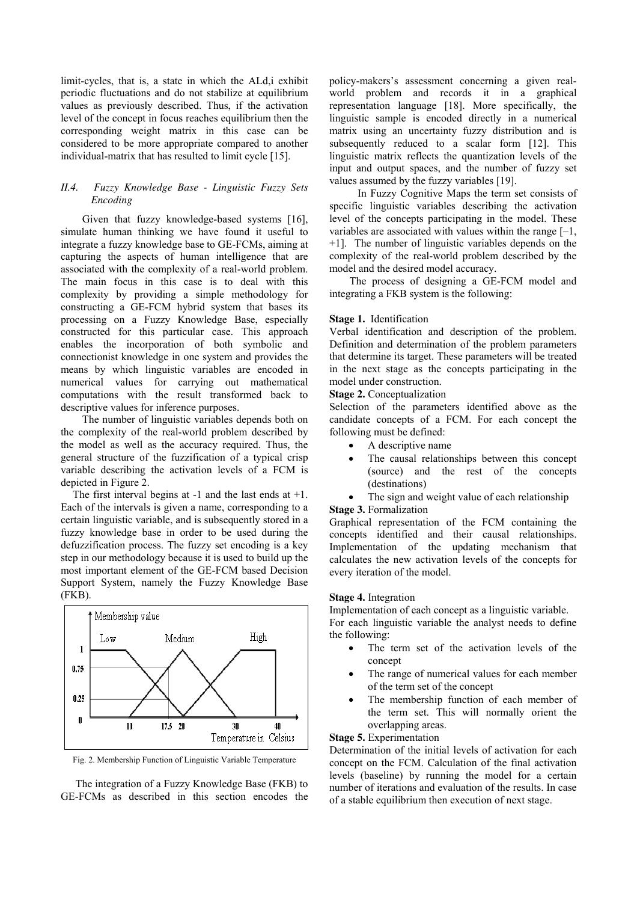limit-cycles, that is, a state in which the $AL_{d,i}$ exhibit periodic fluctuations and do not stabilize at equilibrium values as previously described. Thus, if the activation level of the concept in focus reaches equilibrium then the corresponding weight matrix in this case can be considered to be more appropriate compared to another individual-matrix that has resulted to limit cycle [15].

### *II.4. Fuzzy Knowledge Base - Linguistic Fuzzy Sets Encoding*

Given that fuzzy knowledge-based systems [16], simulate human thinking we have found it useful to integrate a fuzzy knowledge base to GE-FCMs, aiming at capturing the aspects of human intelligence that are associated with the complexity of a real-world problem. The main focus in this case is to deal with this complexity by providing a simple methodology for constructing a GE-FCM hybrid system that bases its processing on a Fuzzy Knowledge Base, especially constructed for this particular case. This approach enables the incorporation of both symbolic and connectionist knowledge in one system and provides the means by which linguistic variables are encoded in numerical values for carrying out mathematical computations with the result transformed back to descriptive values for inference purposes.

The number of linguistic variables depends both on the complexity of the real-world problem described by the model as well as the accuracy required. Thus, the general structure of the fuzzification of a typical crisp variable describing the activation levels of a FCM is depicted in Figure 2.

The first interval begins at -1 and the last ends at +1. Each of the intervals is given a name, corresponding to a certain linguistic variable, and is subsequently stored in a fuzzy knowledge base in order to be used during the defuzzification process. The fuzzy set encoding is a key step in our methodology because it is used to build up the most important element of the GE-FCM based Decision Support System, namely the Fuzzy Knowledge Base (FKB).

Fig. 2. Membership Function of Linguistic Variable Temperature

The integration of a Fuzzy Knowledge Base (FKB) to GE-FCMs as described in this section encodes the policy-makers's assessment concerning a given real-world problem and records it in a graphical representation language [18]. More specifically, the linguistic sample is encoded directly in a numerical matrix using an uncertainty fuzzy distribution and is subsequently reduced to a scalar form [12]. This linguistic matrix reflects the quantization levels of the input and output spaces, and the number of fuzzy set values assumed by the fuzzy variables [19].

In Fuzzy Cognitive Maps the term set consists of specific linguistic variables describing the activation level of the concepts participating in the model. These variables are associated with values within the range [–1, +1]. The number of linguistic variables depends on the complexity of the real-world problem described by the model and the desired model accuracy.

The process of designing a GE-FCM model and integrating a FKB system is the following:

**Stage 1.** Identification
Verbal identification and description of the problem. Definition and determination of the problem parameters that determine its target. These parameters will be treated in the next stage as the concepts participating in the model under construction.

**Stage 2.** Conceptualization
Selection of the parameters identified above as the candidate concepts of a FCM. For each concept the following must be defined:

- A descriptive name
- The causal relationships between this concept (source) and the rest of the concepts (destinations)
- The sign and weight value of each relationship

**Stage 3.** Formalization
Graphical representation of the FCM containing the concepts identified and their causal relationships. Implementation of the updating mechanism that calculates the new activation levels of the concepts for every iteration of the model.

**Stage 4.** Integration
Implementation of each concept as a linguistic variable.
For each linguistic variable the analyst needs to define the following:

- The term set of the activation levels of the concept
- The range of numerical values for each member of the term set of the concept
- The membership function of each member of the term set. This will normally orient the overlapping areas.

**Stage 5.** Experimentation
Determination of the initial levels of activation for each concept on the FCM. Calculation of the final activation levels (baseline) by running the model for a certain number of iterations and evaluation of the results. In case of a stable equilibrium then execution of next stage.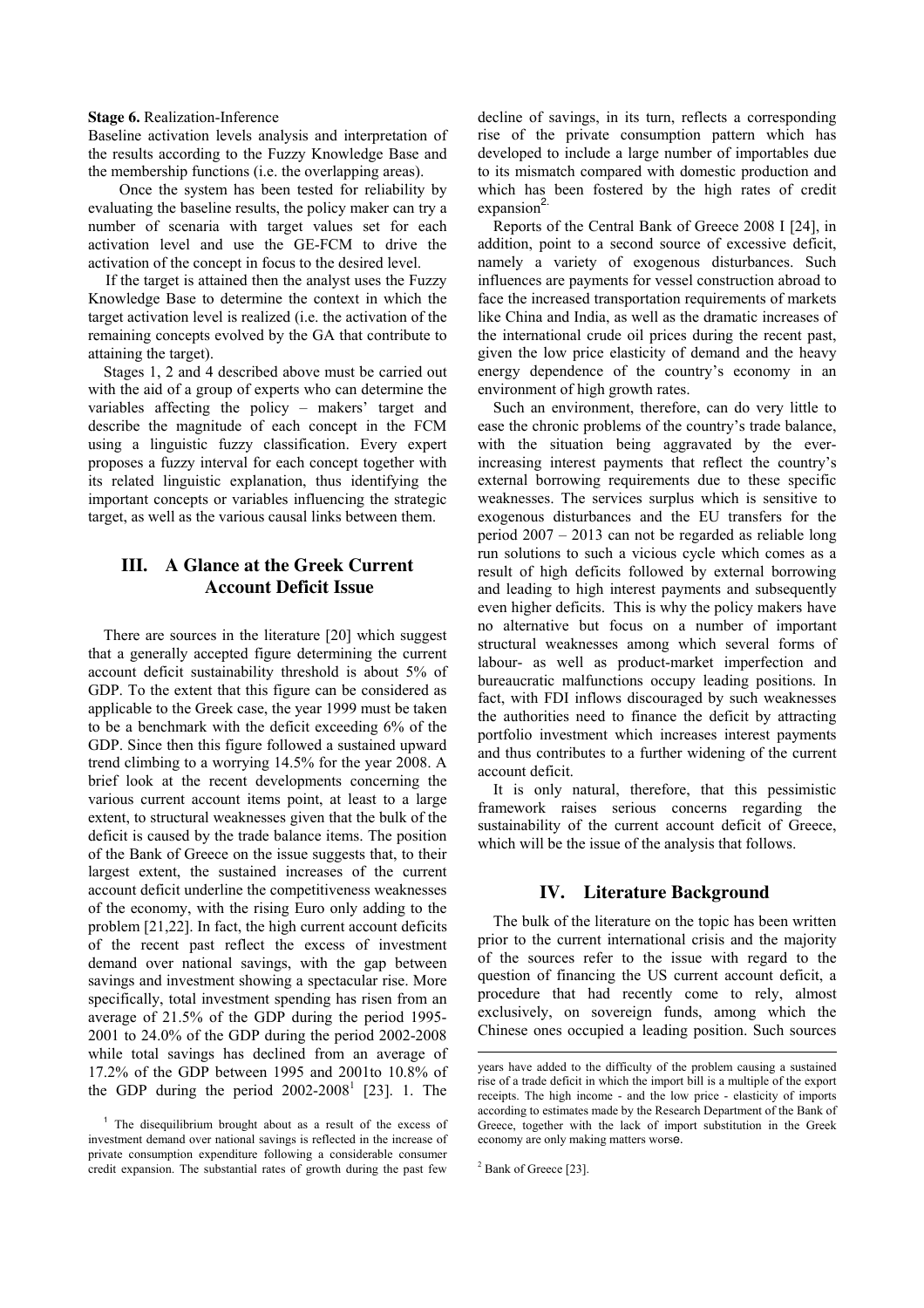**Stage 6.** Realization-Inference

Baseline activation levels analysis and interpretation of the results according to the Fuzzy Knowledge Base and the membership functions (i.e. the overlapping areas).

Once the system has been tested for reliability by evaluating the baseline results, the policy maker can try a number of scenaria with target values set for each activation level and use the GE-FCM to drive the activation of the concept in focus to the desired level.

If the target is attained then the analyst uses the Fuzzy Knowledge Base to determine the context in which the target activation level is realized (i.e. the activation of the remaining concepts evolved by the GA that contribute to attaining the target).

Stages 1, 2 and 4 described above must be carried out with the aid of a group of experts who can determine the variables affecting the policy – makers' target and describe the magnitude of each concept in the FCM using a linguistic fuzzy classification. Every expert proposes a fuzzy interval for each concept together with its related linguistic explanation, thus identifying the important concepts or variables influencing the strategic target, as well as the various causal links between them.

## III. A Glance at the Greek Current Account Deficit Issue

There are sources in the literature [20] which suggest that a generally accepted figure determining the current account deficit sustainability threshold is about 5% of GDP. To the extent that this figure can be considered as applicable to the Greek case, the year 1999 must be taken to be a benchmark with the deficit exceeding 6% of the GDP. Since then this figure followed a sustained upward trend climbing to a worrying 14.5% for the year 2008. A brief look at the recent developments concerning the various current account items point, at least to a large extent, to structural weaknesses given that the bulk of the deficit is caused by the trade balance items. The position of the Bank of Greece on the issue suggests that, to their largest extent, the sustained increases of the current account deficit underline the competitiveness weaknesses of the economy, with the rising Euro only adding to the problem [21,22]. In fact, the high current account deficits of the recent past reflect the excess of investment demand over national savings, with the gap between savings and investment showing a spectacular rise. More specifically, total investment spending has risen from an average of 21.5% of the GDP during the period 1995-2001 to 24.0% of the GDP during the period 2002-2008 while total savings has declined from an average of 17.2% of the GDP between 1995 and 2001to 10.8% of the GDP during the period 2002-2008[1] [23]. 1. The decline of savings, in its turn, reflects a corresponding rise of the private consumption pattern which has developed to include a large number of importables due to its mismatch compared with domestic production and which has been fostered by the high rates of credit expansion[2].

Reports of the Central Bank of Greece 2008 I [24], in addition, point to a second source of excessive deficit, namely a variety of exogenous disturbances. Such influences are payments for vessel construction abroad to face the increased transportation requirements of markets like China and India, as well as the dramatic increases of the international crude oil prices during the recent past, given the low price elasticity of demand and the heavy energy dependence of the country's economy in an environment of high growth rates.

Such an environment, therefore, can do very little to ease the chronic problems of the country's trade balance, with the situation being aggravated by the ever-increasing interest payments that reflect the country's external borrowing requirements due to these specific weaknesses. The services surplus which is sensitive to exogenous disturbances and the EU transfers for the period 2007 – 2013 can not be regarded as reliable long run solutions to such a vicious cycle which comes as a result of high deficits followed by external borrowing and leading to high interest payments and subsequently even higher deficits. This is why the policy makers have no alternative but focus on a number of important structural weaknesses among which several forms of labour- as well as product-market imperfection and bureaucratic malfunctions occupy leading positions. In fact, with FDI inflows discouraged by such weaknesses the authorities need to finance the deficit by attracting portfolio investment which increases interest payments and thus contributes to a further widening of the current account deficit.

It is only natural, therefore, that this pessimistic framework raises serious concerns regarding the sustainability of the current account deficit of Greece, which will be the issue of the analysis that follows.

## IV. Literature Background

The bulk of the literature on the topic has been written prior to the current international crisis and the majority of the sources refer to the issue with regard to the question of financing the US current account deficit, a procedure that had recently come to rely, almost exclusively, on sovereign funds, among which the Chinese ones occupied a leading position. Such sources

---

[1] The disequilibrium brought about as a result of the excess of investment demand over national savings is reflected in the increase of private consumption expenditure following a considerable consumer credit expansion. The substantial rates of growth during the past few years have added to the difficulty of the problem causing a sustained rise of a trade deficit in which the import bill is a multiple of the export receipts. The high income - and the low price - elasticity of imports according to estimates made by the Research Department of the Bank of Greece, together with the lack of import substitution in the Greek economy are only making matters worse.

[2] Bank of Greece [23].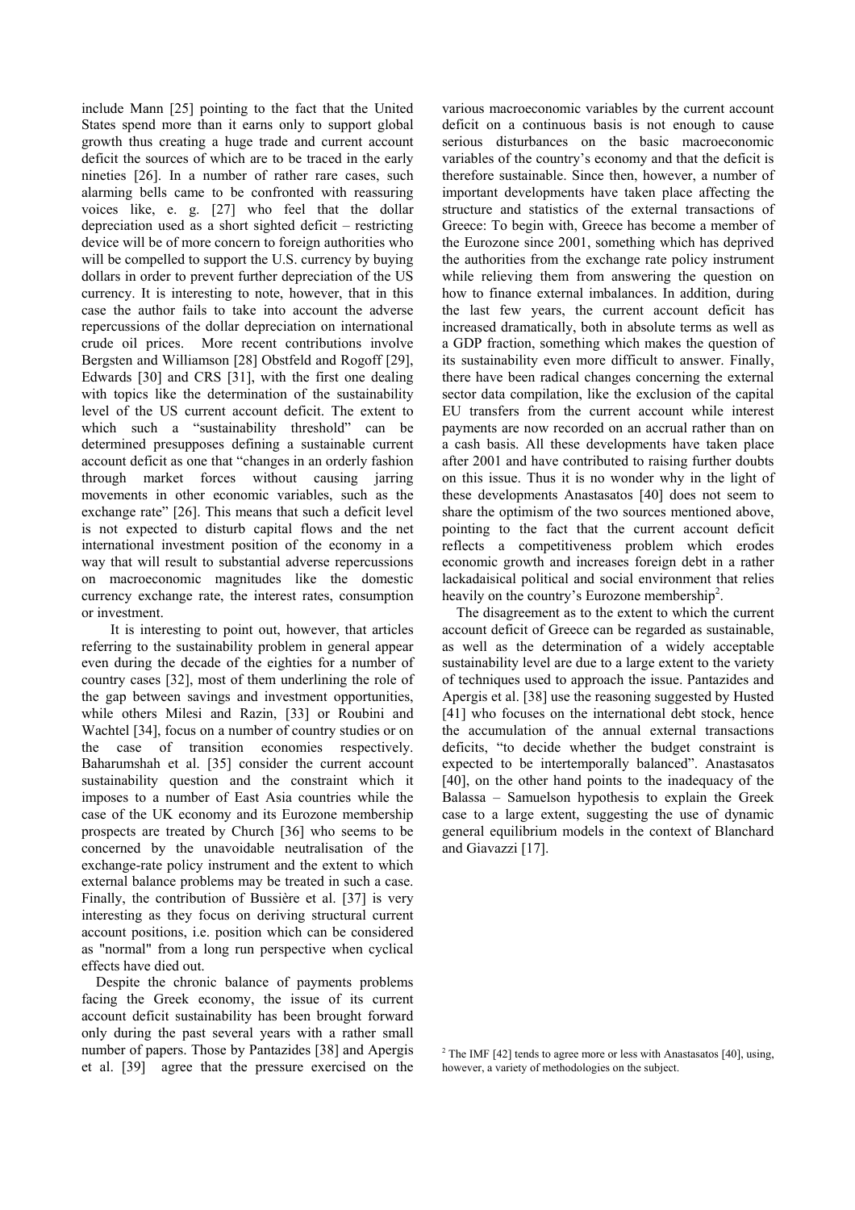include Mann [25] pointing to the fact that the United States spend more than it earns only to support global growth thus creating a huge trade and current account deficit the sources of which are to be traced in the early nineties [26]. In a number of rather rare cases, such alarming bells came to be confronted with reassuring voices like, e. g. [27] who feel that the dollar depreciation used as a short sighted deficit – restricting device will be of more concern to foreign authorities who will be compelled to support the U.S. currency by buying dollars in order to prevent further depreciation of the US currency. It is interesting to note, however, that in this case the author fails to take into account the adverse repercussions of the dollar depreciation on international crude oil prices. More recent contributions involve Bergsten and Williamson [28] Obstfeld and Rogoff [29], Edwards [30] and CRS [31], with the first one dealing with topics like the determination of the sustainability level of the US current account deficit. The extent to which such a "sustainability threshold" can be determined presupposes defining a sustainable current account deficit as one that "changes in an orderly fashion through market forces without causing jarring movements in other economic variables, such as the exchange rate" [26]. This means that such a deficit level is not expected to disturb capital flows and the net international investment position of the economy in a way that will result to substantial adverse repercussions on macroeconomic magnitudes like the domestic currency exchange rate, the interest rates, consumption or investment.

It is interesting to point out, however, that articles referring to the sustainability problem in general appear even during the decade of the eighties for a number of country cases [32], most of them underlining the role of the gap between savings and investment opportunities, while others Milesi and Razin, [33] or Roubini and Wachtel [34], focus on a number of country studies or on the case of transition economies respectively. Baharumshah et al. [35] consider the current account sustainability question and the constraint which it imposes to a number of East Asia countries while the case of the UK economy and its Eurozone membership prospects are treated by Church [36] who seems to be concerned by the unavoidable neutralisation of the exchange-rate policy instrument and the extent to which external balance problems may be treated in such a case. Finally, the contribution of Bussière et al. [37] is very interesting as they focus on deriving structural current account positions, i.e. position which can be considered as "normal" from a long run perspective when cyclical effects have died out.

Despite the chronic balance of payments problems facing the Greek economy, the issue of its current account deficit sustainability has been brought forward only during the past several years with a rather small number of papers. Those by Pantazides [38] and Apergis et al. [39] agree that the pressure exercised on the various macroeconomic variables by the current account deficit on a continuous basis is not enough to cause serious disturbances on the basic macroeconomic variables of the country's economy and that the deficit is therefore sustainable. Since then, however, a number of important developments have taken place affecting the structure and statistics of the external transactions of Greece: To begin with, Greece has become a member of the Eurozone since 2001, something which has deprived the authorities from the exchange rate policy instrument while relieving them from answering the question on how to finance external imbalances. In addition, during the last few years, the current account deficit has increased dramatically, both in absolute terms as well as a GDP fraction, something which makes the question of its sustainability even more difficult to answer. Finally, there have been radical changes concerning the external sector data compilation, like the exclusion of the capital EU transfers from the current account while interest payments are now recorded on an accrual rather than on a cash basis. All these developments have taken place after 2001 and have contributed to raising further doubts on this issue. Thus it is no wonder why in the light of these developments Anastasatos [40] does not seem to share the optimism of the two sources mentioned above, pointing to the fact that the current account deficit reflects a competitiveness problem which erodes economic growth and increases foreign debt in a rather lackadaisical political and social environment that relies heavily on the country's Eurozone membership[2].

The disagreement as to the extent to which the current account deficit of Greece can be regarded as sustainable, as well as the determination of a widely acceptable sustainability level are due to a large extent to the variety of techniques used to approach the issue. Pantazides and Apergis et al. [38] use the reasoning suggested by Husted [41] who focuses on the international debt stock, hence the accumulation of the annual external transactions deficits, "to decide whether the budget constraint is expected to be intertemporally balanced". Anastasatos [40], on the other hand points to the inadequacy of the Balassa – Samuelson hypothesis to explain the Greek case to a large extent, suggesting the use of dynamic general equilibrium models in the context of Blanchard and Giavazzi [17].

[2] The IMF [42] tends to agree more or less with Anastasatos [40], using, however, a variety of methodologies on the subject.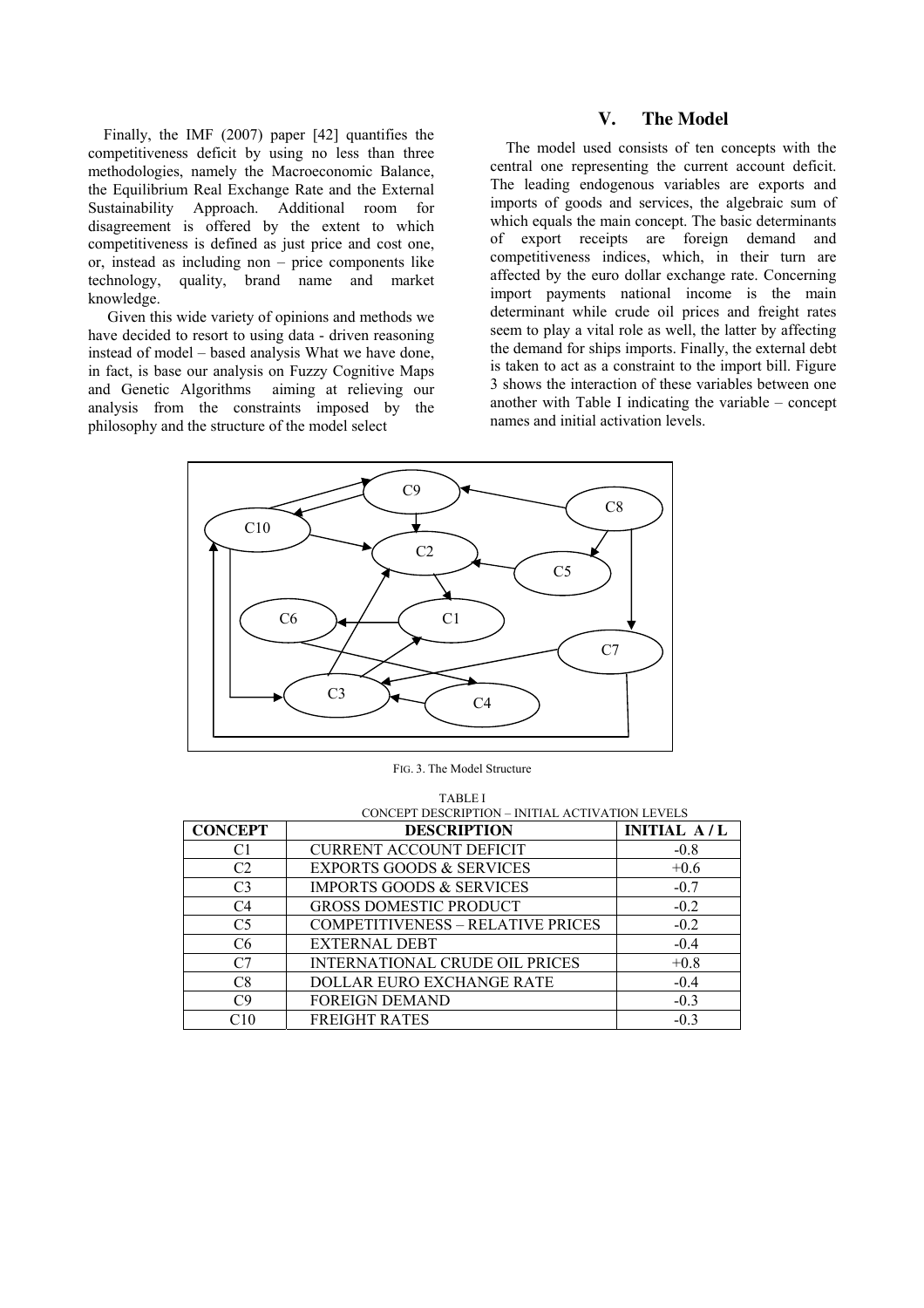Finally, the IMF (2007) paper [42] quantifies the competitiveness deficit by using no less than three methodologies, namely the Macroeconomic Balance, the Equilibrium Real Exchange Rate and the External Sustainability Approach. Additional room for disagreement is offered by the extent to which competitiveness is defined as just price and cost one, or, instead as including non – price components like technology, quality, brand name and market knowledge.

Given this wide variety of opinions and methods we have decided to resort to using data - driven reasoning instead of model – based analysis What we have done, in fact, is base our analysis on Fuzzy Cognitive Maps and Genetic Algorithms aiming at relieving our analysis from the constraints imposed by the philosophy and the structure of the model select

# V. The Model

The model used consists of ten concepts with the central one representing the current account deficit. The leading endogenous variables are exports and imports of goods and services, the algebraic sum of which equals the main concept. The basic determinants of export receipts are foreign demand and competitiveness indices, which, in their turn are affected by the euro dollar exchange rate. Concerning import payments national income is the main determinant while crude oil prices and freight rates seem to play a vital role as well, the latter by affecting the demand for ships imports. Finally, the external debt is taken to act as a constraint to the import bill. Figure 3 shows the interaction of these variables between one another with Table I indicating the variable – concept names and initial activation levels.

FIG. 3. The Model Structure

TABLE I
CONCEPT DESCRIPTION – INITIAL ACTIVATION LEVELS

| CONCEPT | DESCRIPTION | INITIAL A / L |
|---|---|---|
| C1 | CURRENT ACCOUNT DEFICIT | -0.8 |
| C2 | EXPORTS GOODS & SERVICES | +0.6 |
| C3 | IMPORTS GOODS & SERVICES | -0.7 |
| C4 | GROSS DOMESTIC PRODUCT | -0.2 |
| C5 | COMPETITIVENESS – RELATIVE PRICES | -0.2 |
| C6 | EXTERNAL DEBT | -0.4 |
| C7 | INTERNATIONAL CRUDE OIL PRICES | +0.8 |
| C8 | DOLLAR EURO EXCHANGE RATE | -0.4 |
| C9 | FOREIGN DEMAND | -0.3 |
| C10 | FREIGHT RATES | -0.3 |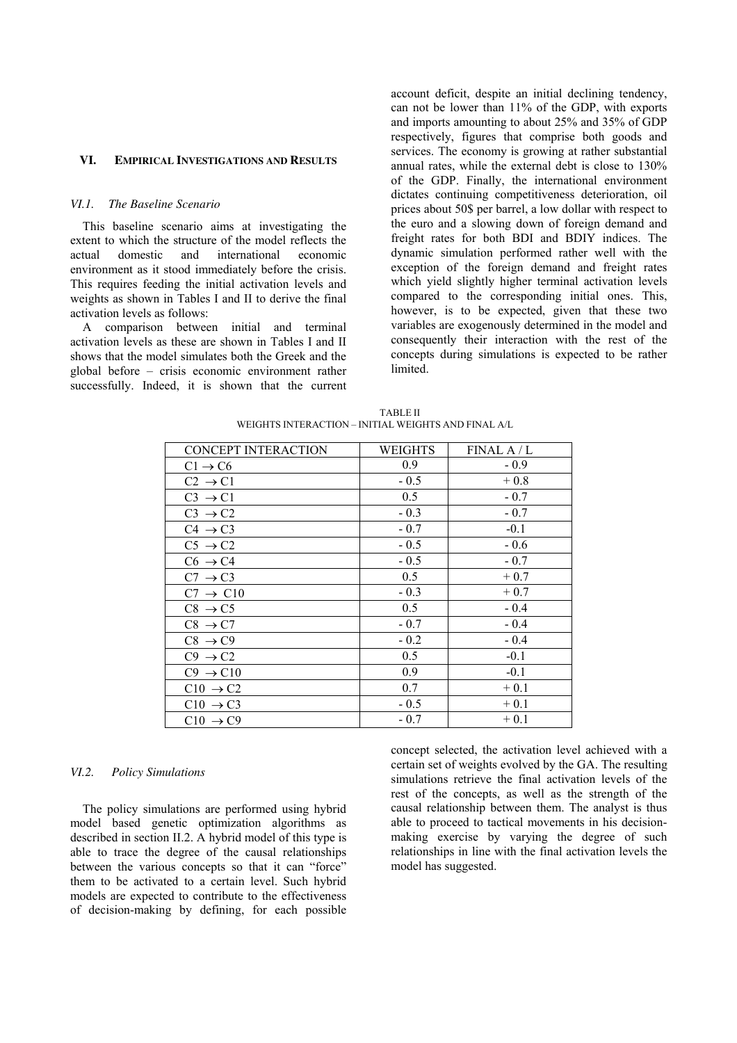## VI. Empirical Investigations and Results

### VI.1. The Baseline Scenario

This baseline scenario aims at investigating the extent to which the structure of the model reflects the actual domestic and international economic environment as it stood immediately before the crisis. This requires feeding the initial activation levels and weights as shown in Tables I and II to derive the final activation levels as follows:

A comparison between initial and terminal activation levels as these are shown in Tables I and II shows that the model simulates both the Greek and the global before – crisis economic environment rather successfully. Indeed, it is shown that the current account deficit, despite an initial declining tendency, can not be lower than 11% of the GDP, with exports and imports amounting to about 25% and 35% of GDP respectively, figures that comprise both goods and services. The economy is growing at rather substantial annual rates, while the external debt is close to 130% of the GDP. Finally, the international environment dictates continuing competitiveness deterioration, oil prices about 50$ per barrel, a low dollar with respect to the euro and a slowing down of foreign demand and freight rates for both BDI and BDIY indices. The dynamic simulation performed rather well with the exception of the foreign demand and freight rates which yield slightly higher terminal activation levels compared to the corresponding initial ones. This, however, is to be expected, given that these two variables are exogenously determined in the model and consequently their interaction with the rest of the concepts during simulations is expected to be rather limited.

TABLE II
WEIGHTS INTERACTION – INITIAL WEIGHTS AND FINAL A/L

| CONCEPT INTERACTION | WEIGHTS | FINAL A / L |
|---|---|---|
| C1 $\rightarrow$ C6 | 0.9 | - 0.9 |
| C2 $\rightarrow$ C1 | - 0.5 | + 0.8 |
| C3 $\rightarrow$ C1 | 0.5 | - 0.7 |
| C3 $\rightarrow$ C2 | - 0.3 | - 0.7 |
| C4 $\rightarrow$ C3 | - 0.7 | -0.1 |
| C5 $\rightarrow$ C2 | - 0.5 | - 0.6 |
| C6 $\rightarrow$ C4 | - 0.5 | - 0.7 |
| C7 $\rightarrow$ C3 | 0.5 | + 0.7 |
| C7 $\rightarrow$ C10 | - 0.3 | + 0.7 |
| C8 $\rightarrow$ C5 | 0.5 | - 0.4 |
| C8 $\rightarrow$ C7 | - 0.7 | - 0.4 |
| C8 $\rightarrow$ C9 | - 0.2 | - 0.4 |
| C9 $\rightarrow$ C2 | 0.5 | -0.1 |
| C9 $\rightarrow$ C10 | 0.9 | -0.1 |
| C10 $\rightarrow$ C2 | 0.7 | + 0.1 |
| C10 $\rightarrow$ C3 | - 0.5 | + 0.1 |
| C10 $\rightarrow$ C9 | - 0.7 | + 0.1 |

### VI.2. Policy Simulations

The policy simulations are performed using hybrid model based genetic optimization algorithms as described in section II.2. A hybrid model of this type is able to trace the degree of the causal relationships between the various concepts so that it can "force" them to be activated to a certain level. Such hybrid models are expected to contribute to the effectiveness of decision-making by defining, for each possible concept selected, the activation level achieved with a certain set of weights evolved by the GA. The resulting simulations retrieve the final activation levels of the rest of the concepts, as well as the strength of the causal relationship between them. The analyst is thus able to proceed to tactical movements in his decision-making exercise by varying the degree of such relationships in line with the final activation levels the model has suggested.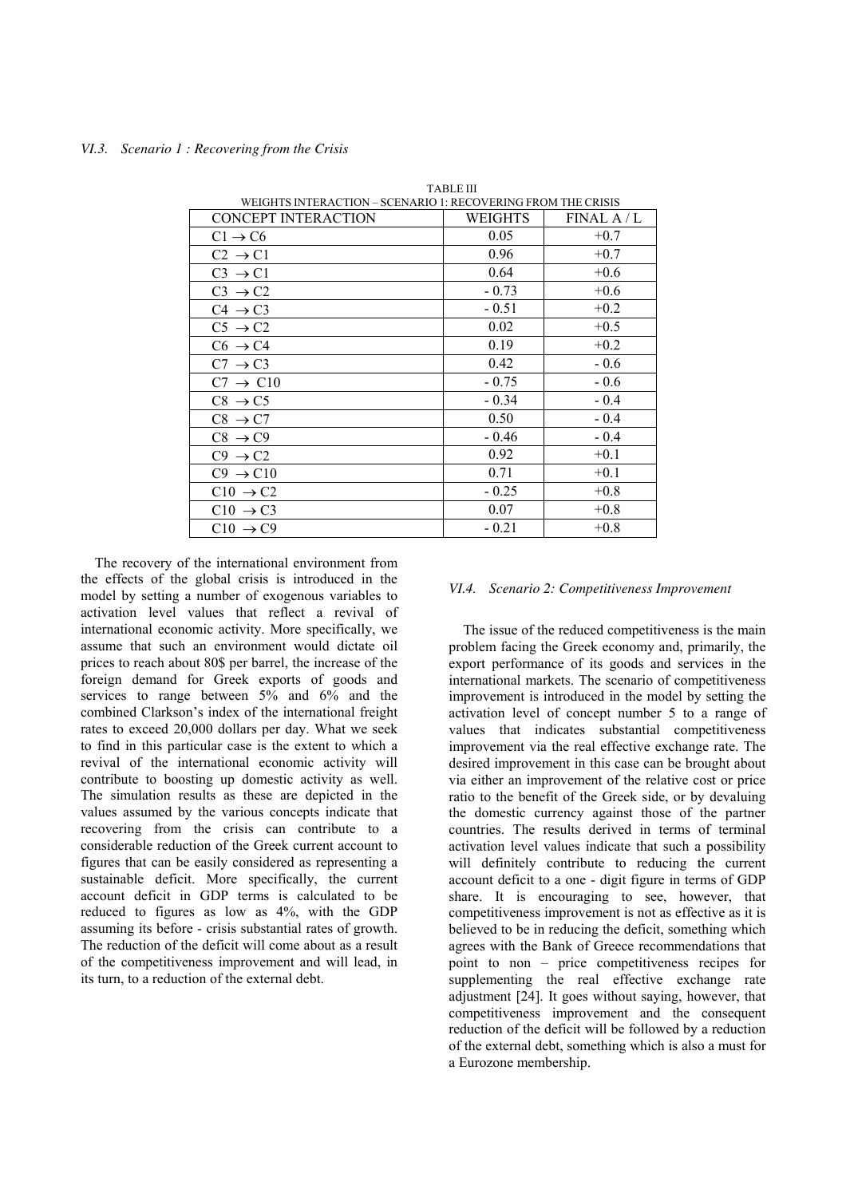### VI.3. Scenario 1 : Recovering from the Crisis

TABLE III
WEIGHTS INTERACTION – SCENARIO 1: RECOVERING FROM THE CRISIS

| CONCEPT INTERACTION | WEIGHTS | FINAL A / L |
|---|---|---|
| C1 → C6 | 0.05 | +0.7 |
| C2 → C1 | 0.96 | +0.7 |
| C3 → C1 | 0.64 | +0.6 |
| C3 → C2 | - 0.73 | +0.6 |
| C4 → C3 | - 0.51 | +0.2 |
| C5 → C2 | 0.02 | +0.5 |
| C6 → C4 | 0.19 | +0.2 |
| C7 → C3 | 0.42 | - 0.6 |
| C7 → C10 | - 0.75 | - 0.6 |
| C8 → C5 | - 0.34 | - 0.4 |
| C8 → C7 | 0.50 | - 0.4 |
| C8 → C9 | - 0.46 | - 0.4 |
| C9 → C2 | 0.92 | +0.1 |
| C9 → C10 | 0.71 | +0.1 |
| C10 → C2 | - 0.25 | +0.8 |
| C10 → C3 | 0.07 | +0.8 |
| C10 → C9 | - 0.21 | +0.8 |

The recovery of the international environment from the effects of the global crisis is introduced in the model by setting a number of exogenous variables to activation level values that reflect a revival of international economic activity. More specifically, we assume that such an environment would dictate oil prices to reach about 80$ per barrel, the increase of the foreign demand for Greek exports of goods and services to range between 5% and 6% and the combined Clarkson's index of the international freight rates to exceed 20,000 dollars per day. What we seek to find in this particular case is the extent to which a revival of the international economic activity will contribute to boosting up domestic activity as well. The simulation results as these are depicted in the values assumed by the various concepts indicate that recovering from the crisis can contribute to a considerable reduction of the Greek current account to figures that can be easily considered as representing a sustainable deficit. More specifically, the current account deficit in GDP terms is calculated to be reduced to figures as low as 4%, with the GDP assuming its before - crisis substantial rates of growth. The reduction of the deficit will come about as a result of the competitiveness improvement and will lead, in its turn, to a reduction of the external debt.

### VI.4. Scenario 2: Competitiveness Improvement

The issue of the reduced competitiveness is the main problem facing the Greek economy and, primarily, the export performance of its goods and services in the international markets. The scenario of competitiveness improvement is introduced in the model by setting the activation level of concept number 5 to a range of values that indicates substantial competitiveness improvement via the real effective exchange rate. The desired improvement in this case can be brought about via either an improvement of the relative cost or price ratio to the benefit of the Greek side, or by devaluing the domestic currency against those of the partner countries. The results derived in terms of terminal activation level values indicate that such a possibility will definitely contribute to reducing the current account deficit to a one - digit figure in terms of GDP share. It is encouraging to see, however, that competitiveness improvement is not as effective as it is believed to be in reducing the deficit, something which agrees with the Bank of Greece recommendations that point to non – price competitiveness recipes for supplementing the real effective exchange rate adjustment [24]. It goes without saying, however, that competitiveness improvement and the consequent reduction of the deficit will be followed by a reduction of the external debt, something which is also a must for a Eurozone membership.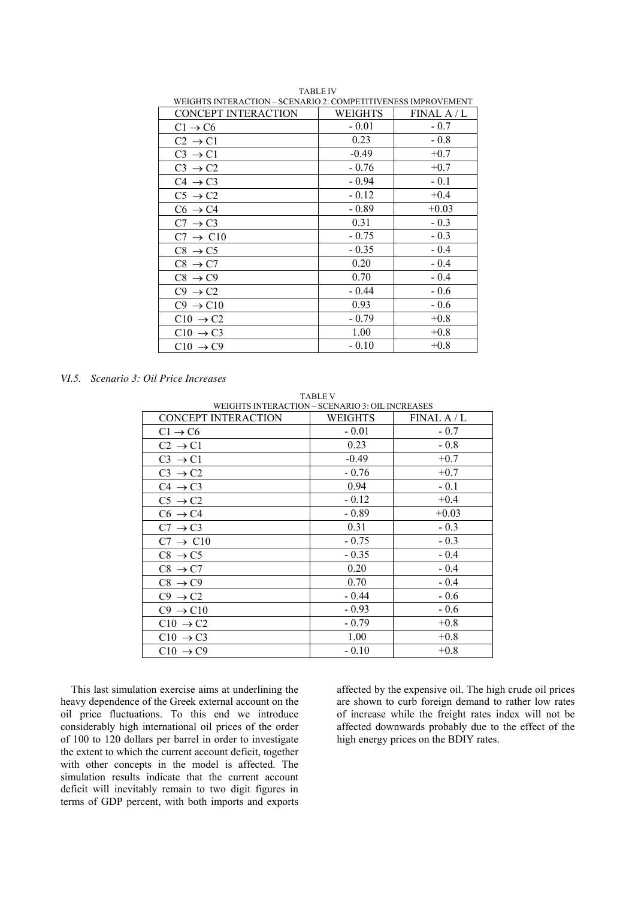TABLE IV
WEIGHTS INTERACTION – SCENARIO 2: COMPETITIVENESS IMPROVEMENT

| CONCEPT INTERACTION | WEIGHTS | FINAL A / L |
|---|---|---|
| $C1 \rightarrow C6$ | - 0.01 | - 0.7 |
| $C2 \rightarrow C1$ | 0.23 | - 0.8 |
| $C3 \rightarrow C1$ | -0.49 | +0.7 |
| $C3 \rightarrow C2$ | - 0.76 | +0.7 |
| $C4 \rightarrow C3$ | - 0.94 | - 0.1 |
| $C5 \rightarrow C2$ | - 0.12 | +0.4 |
| $C6 \rightarrow C4$ | - 0.89 | +0.03 |
| $C7 \rightarrow C3$ | 0.31 | - 0.3 |
| $C7 \rightarrow C10$ | - 0.75 | - 0.3 |
| $C8 \rightarrow C5$ | - 0.35 | - 0.4 |
| $C8 \rightarrow C7$ | 0.20 | - 0.4 |
| $C8 \rightarrow C9$ | 0.70 | - 0.4 |
| $C9 \rightarrow C2$ | - 0.44 | - 0.6 |
| $C9 \rightarrow C10$ | 0.93 | - 0.6 |
| $C10 \rightarrow C2$ | - 0.79 | +0.8 |
| $C10 \rightarrow C3$ | 1.00 | +0.8 |
| $C10 \rightarrow C9$ | - 0.10 | +0.8 |

### *VI.5. Scenario 3: Oil Price Increases*

TABLE V
WEIGHTS INTERACTION – SCENARIO 3: OIL INCREASES

| CONCEPT INTERACTION | WEIGHTS | FINAL A / L |
|---|---|---|
| $C1 \rightarrow C6$ | - 0.01 | - 0.7 |
| $C2 \rightarrow C1$ | 0.23 | - 0.8 |
| $C3 \rightarrow C1$ | -0.49 | +0.7 |
| $C3 \rightarrow C2$ | - 0.76 | +0.7 |
| $C4 \rightarrow C3$ | 0.94 | - 0.1 |
| $C5 \rightarrow C2$ | - 0.12 | +0.4 |
| $C6 \rightarrow C4$ | - 0.89 | +0.03 |
| $C7 \rightarrow C3$ | 0.31 | - 0.3 |
| $C7 \rightarrow C10$ | - 0.75 | - 0.3 |
| $C8 \rightarrow C5$ | - 0.35 | - 0.4 |
| $C8 \rightarrow C7$ | 0.20 | - 0.4 |
| $C8 \rightarrow C9$ | 0.70 | - 0.4 |
| $C9 \rightarrow C2$ | - 0.44 | - 0.6 |
| $C9 \rightarrow C10$ | - 0.93 | - 0.6 |
| $C10 \rightarrow C2$ | - 0.79 | +0.8 |
| $C10 \rightarrow C3$ | 1.00 | +0.8 |
| $C10 \rightarrow C9$ | - 0.10 | +0.8 |

This last simulation exercise aims at underlining the heavy dependence of the Greek external account on the oil price fluctuations. To this end we introduce considerably high international oil prices of the order of 100 to 120 dollars per barrel in order to investigate the extent to which the current account deficit, together with other concepts in the model is affected. The simulation results indicate that the current account deficit will inevitably remain to two digit figures in terms of GDP percent, with both imports and exports affected by the expensive oil. The high crude oil prices are shown to curb foreign demand to rather low rates of increase while the freight rates index will not be affected downwards probably due to the effect of the high energy prices on the BDIY rates.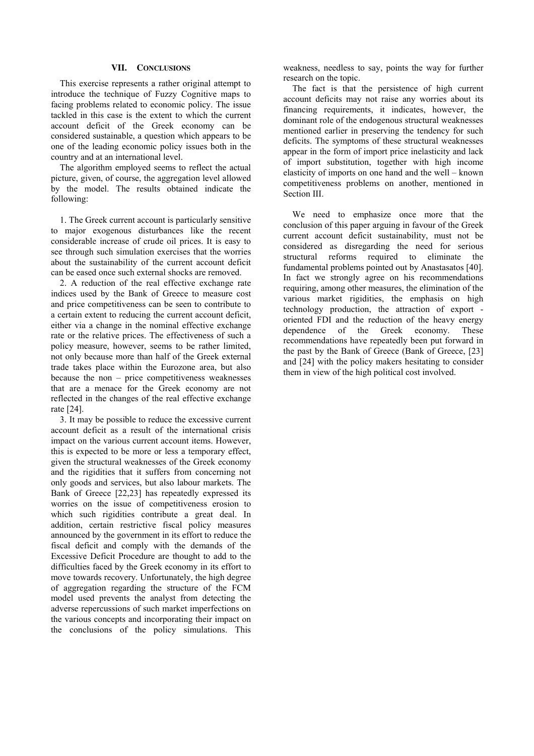## VII. Conclusions

This exercise represents a rather original attempt to introduce the technique of Fuzzy Cognitive maps to facing problems related to economic policy. The issue tackled in this case is the extent to which the current account deficit of the Greek economy can be considered sustainable, a question which appears to be one of the leading economic policy issues both in the country and at an international level.

The algorithm employed seems to reflect the actual picture, given, of course, the aggregation level allowed by the model. The results obtained indicate the following:

1. The Greek current account is particularly sensitive to major exogenous disturbances like the recent considerable increase of crude oil prices. It is easy to see through such simulation exercises that the worries about the sustainability of the current account deficit can be eased once such external shocks are removed.

2. A reduction of the real effective exchange rate indices used by the Bank of Greece to measure cost and price competitiveness can be seen to contribute to a certain extent to reducing the current account deficit, either via a change in the nominal effective exchange rate or the relative prices. The effectiveness of such a policy measure, however, seems to be rather limited, not only because more than half of the Greek external trade takes place within the Eurozone area, but also because the non – price competitiveness weaknesses that are a menace for the Greek economy are not reflected in the changes of the real effective exchange rate [24].

3. It may be possible to reduce the excessive current account deficit as a result of the international crisis impact on the various current account items. However, this is expected to be more or less a temporary effect, given the structural weaknesses of the Greek economy and the rigidities that it suffers from concerning not only goods and services, but also labour markets. The Bank of Greece [22,23] has repeatedly expressed its worries on the issue of competitiveness erosion to which such rigidities contribute a great deal. In addition, certain restrictive fiscal policy measures announced by the government in its effort to reduce the fiscal deficit and comply with the demands of the Excessive Deficit Procedure are thought to add to the difficulties faced by the Greek economy in its effort to move towards recovery. Unfortunately, the high degree of aggregation regarding the structure of the FCM model used prevents the analyst from detecting the adverse repercussions of such market imperfections on the various concepts and incorporating their impact on the conclusions of the policy simulations. This weakness, needless to say, points the way for further research on the topic.

The fact is that the persistence of high current account deficits may not raise any worries about its financing requirements, it indicates, however, the dominant role of the endogenous structural weaknesses mentioned earlier in preserving the tendency for such deficits. The symptoms of these structural weaknesses appear in the form of import price inelasticity and lack of import substitution, together with high income elasticity of imports on one hand and the well – known competitiveness problems on another, mentioned in Section III.

We need to emphasize once more that the conclusion of this paper arguing in favour of the Greek current account deficit sustainability, must not be considered as disregarding the need for serious structural reforms required to eliminate the fundamental problems pointed out by Anastasatos [40]. In fact we strongly agree on his recommendations requiring, among other measures, the elimination of the various market rigidities, the emphasis on high technology production, the attraction of export - oriented FDI and the reduction of the heavy energy dependence of the Greek economy. These recommendations have repeatedly been put forward in the past by the Bank of Greece (Bank of Greece, [23] and [24] with the policy makers hesitating to consider them in view of the high political cost involved.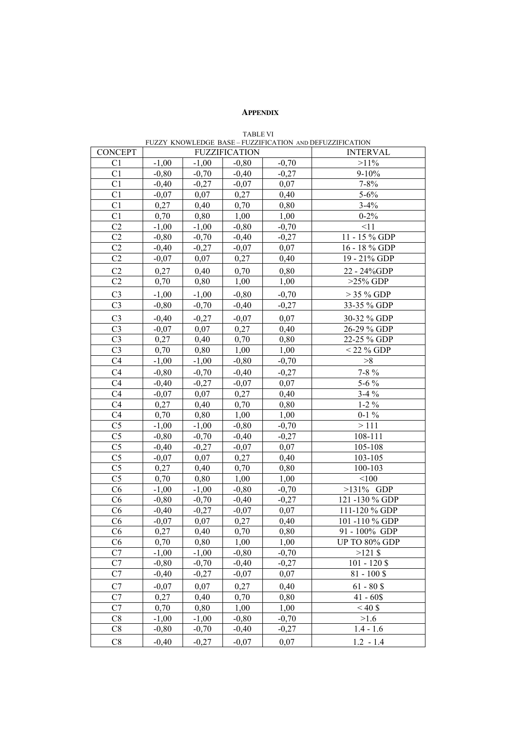## APPENDIX

TABLE VI
FUZZY KNOWLEDGE BASE – FUZZIFICATION AND DEFUZZIFICATION

| CONCEPT | FUZZIFICATION | | | | INTERVAL |
|---|---|---|---|---|---|
| C1 | -1,00 | -1,00 | -0,80 | -0,70 | >11% |
| C1 | -0,80 | -0,70 | -0,40 | -0,27 | 9-10% |
| C1 | -0,40 | -0,27 | -0,07 | 0,07 | 7-8% |
| C1 | -0,07 | 0,07 | 0,27 | 0,40 | 5-6% |
| C1 | 0,27 | 0,40 | 0,70 | 0,80 | 3-4% |
| C1 | 0,70 | 0,80 | 1,00 | 1,00 | 0-2% |
| C2 | -1,00 | -1,00 | -0,80 | -0,70 | <11 |
| C2 | -0,80 | -0,70 | -0,40 | -0,27 | 11 - 15 % GDP |
| C2 | -0,40 | -0,27 | -0,07 | 0,07 | 16 - 18 % GDP |
| C2 | -0,07 | 0,07 | 0,27 | 0,40 | 19 - 21% GDP |
| C2 | 0,27 | 0,40 | 0,70 | 0,80 | 22 - 24%GDP |
| C2 | 0,70 | 0,80 | 1,00 | 1,00 | >25% GDP |
| C3 | -1,00 | -1,00 | -0,80 | -0,70 | > 35 % GDP |
| C3 | -0,80 | -0,70 | -0,40 | -0,27 | 33-35 % GDP |
| C3 | -0,40 | -0,27 | -0,07 | 0,07 | 30-32 % GDP |
| C3 | -0,07 | 0,07 | 0,27 | 0,40 | 26-29 % GDP |
| C3 | 0,27 | 0,40 | 0,70 | 0,80 | 22-25 % GDP |
| C3 | 0,70 | 0,80 | 1,00 | 1,00 | < 22 % GDP |
| C4 | -1,00 | -1,00 | -0,80 | -0,70 | >8 |
| C4 | -0,80 | -0,70 | -0,40 | -0,27 | 7-8 % |
| C4 | -0,40 | -0,27 | -0,07 | 0,07 | 5-6 % |
| C4 | -0,07 | 0,07 | 0,27 | 0,40 | 3-4 % |
| C4 | 0,27 | 0,40 | 0,70 | 0,80 | 1-2 % |
| C4 | 0,70 | 0,80 | 1,00 | 1,00 | 0-1 % |
| C5 | -1,00 | -1,00 | -0,80 | -0,70 | > 111 |
| C5 | -0,80 | -0,70 | -0,40 | -0,27 | 108-111 |
| C5 | -0,40 | -0,27 | -0,07 | 0,07 | 105-108 |
| C5 | -0,07 | 0,07 | 0,27 | 0,40 | 103-105 |
| C5 | 0,27 | 0,40 | 0,70 | 0,80 | 100-103 |
| C5 | 0,70 | 0,80 | 1,00 | 1,00 | <100 |
| C6 | -1,00 | -1,00 | -0,80 | -0,70 | >131% GDP |
| C6 | -0,80 | -0,70 | -0,40 | -0,27 | 121 -130 % GDP |
| C6 | -0,40 | -0,27 | -0,07 | 0,07 | 111-120 % GDP |
| C6 | -0,07 | 0,07 | 0,27 | 0,40 | 101 -110 % GDP |
| C6 | 0,27 | 0,40 | 0,70 | 0,80 | 91 - 100% GDP |
| C6 | 0,70 | 0,80 | 1,00 | 1,00 | UP TO 80% GDP |
| C7 | -1,00 | -1,00 | -0,80 | -0,70 | >121 $ |
| C7 | -0,80 | -0,70 | -0,40 | -0,27 | 101 - 120 $ |
| C7 | -0,40 | -0,27 | -0,07 | 0,07 | 81 - 100 $ |
| C7 | -0,07 | 0,07 | 0,27 | 0,40 | 61 - 80 $ |
| C7 | 0,27 | 0,40 | 0,70 | 0,80 | 41 - 60$ |
| C7 | 0,70 | 0,80 | 1,00 | 1,00 | < 40 $ |
| C8 | -1,00 | -1,00 | -0,80 | -0,70 | >1.6 |
| C8 | -0,80 | -0,70 | -0,40 | -0,27 | 1.4 - 1.6 |
| C8 | -0,40 | -0,27 | -0,07 | 0,07 | 1.2 - 1.4 |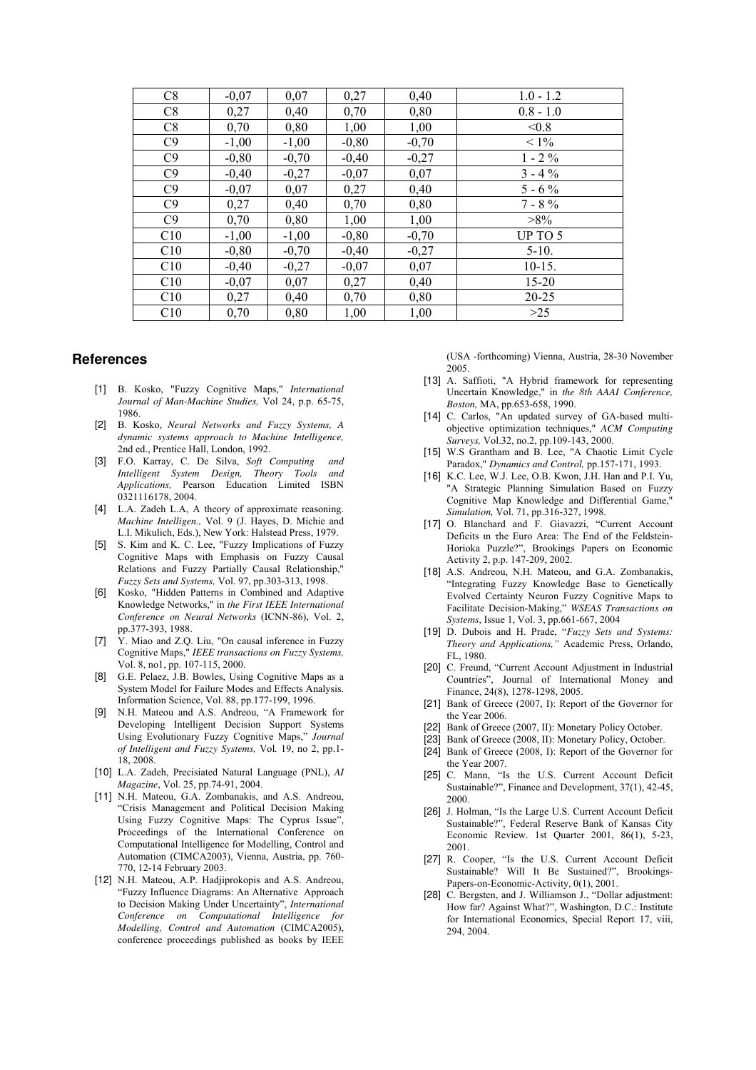| C8 | -0,07 | 0,07 | 0,27 | 0,40 | 1.0 - 1.2 |
|---|---|---|---|---|---|
| C8 | 0,27 | 0,40 | 0,70 | 0,80 | 0.8 - 1.0 |
| C8 | 0,70 | 0,80 | 1,00 | 1,00 | <0.8 |
| C9 | -1,00 | -1,00 | -0,80 | -0,70 | < 1% |
| C9 | -0,80 | -0,70 | -0,40 | -0,27 | 1 - 2 % |
| C9 | -0,40 | -0,27 | -0,07 | 0,07 | 3 - 4 % |
| C9 | -0,07 | 0,07 | 0,27 | 0,40 | 5 - 6 % |
| C9 | 0,27 | 0,40 | 0,70 | 0,80 | 7 - 8 % |
| C9 | 0,70 | 0,80 | 1,00 | 1,00 | >8% |
| C10 | -1,00 | -1,00 | -0,80 | -0,70 | UP TO 5 |
| C10 | -0,80 | -0,70 | -0,40 | -0,27 | 5-10. |
| C10 | -0,40 | -0,27 | -0,07 | 0,07 | 10-15. |
| C10 | -0,07 | 0,07 | 0,27 | 0,40 | 15-20 |
| C10 | 0,27 | 0,40 | 0,70 | 0,80 | 20-25 |
| C10 | 0,70 | 0,80 | 1,00 | 1,00 | >25 |

## References

[1] B. Kosko, "Fuzzy Cognitive Maps," *International Journal of Man-Machine Studies,* Vol 24, p.p. 65-75, 1986.

[2] B. Kosko, *Neural Networks and Fuzzy Systems, A dynamic systems approach to Machine Intelligence,* 2nd ed., Prentice Hall, London, 1992.

[3] F.O. Karray, C. De Silva, *Soft Computing and Intelligent System Design, Theory Tools and Applications,* Pearson Education Limited ISBN 0321116178, 2004.

[4] L.A. Zadeh L.A, A theory of approximate reasoning. *Machine Intelligen.,* Vol. 9 (J. Hayes, D. Michie and L.I. Mikulich, Eds.), New York: Halstead Press, 1979.

[5] S. Kim and K. C. Lee, "Fuzzy Implications of Fuzzy Cognitive Maps with Emphasis on Fuzzy Causal Relations and Fuzzy Partially Causal Relationship," *Fuzzy Sets and Systems,* Vol. 97, pp.303-313, 1998.

[6] Kosko, "Hidden Patterns in Combined and Adaptive Knowledge Networks," in *the First IEEE International Conference on Neural Networks* (ICNN-86), Vol. 2, pp.377-393, 1988.

[7] Y. Miao and Z.Q. Liu, "On causal inference in Fuzzy Cognitive Maps," *IEEE transactions on Fuzzy Systems,* Vol. 8, no1, pp. 107-115, 2000.

[8] G.E. Pelaez, J.B. Bowles, Using Cognitive Maps as a System Model for Failure Modes and Effects Analysis. Information Science, Vol. 88, pp.177-199, 1996.

[9] N.H. Mateou and A.S. Andreou, "A Framework for Developing Intelligent Decision Support Systems Using Evolutionary Fuzzy Cognitive Maps," *Journal of Intelligent and Fuzzy Systems,* Vol. 19, no 2, pp.1-18, 2008.

[10] L.A. Zadeh, Precisiated Natural Language (PNL), *AI Magazine*, Vol. 25, pp.74-91, 2004.

[11] N.H. Mateou, G.A. Zombanakis, and A.S. Andreou, "Crisis Management and Political Decision Making Using Fuzzy Cognitive Maps: The Cyprus Issue", Proceedings of the International Conference on Computational Intelligence for Modelling, Control and Automation (CIMCA2003), Vienna, Austria, pp. 760-770, 12-14 February 2003.

[12] N.H. Mateou, A.P. Hadjiprokopis and A.S. Andreou, "Fuzzy Influence Diagrams: An Alternative Approach to Decision Making Under Uncertainty", *International Conference on Computational Intelligence for Modelling, Control and Automation* (CIMCA2005), conference proceedings published as books by IEEE (USA -forthcoming) Vienna, Austria, 28-30 November 2005.

[13] A. Saffioti, "A Hybrid framework for representing Uncertain Knowledge," in *the 8th AAAI Conference, Boston,* MA, pp.653-658, 1990.

[14] C. Carlos, "An updated survey of GA-based multi-objective optimization techniques," *ACM Computing Surveys,* Vol.32, no.2, pp.109-143, 2000.

[15] W.S Grantham and B. Lee, "A Chaotic Limit Cycle Paradox," *Dynamics and Control,* pp.157-171, 1993.

[16] K.C. Lee, W.J. Lee, O.B. Kwon, J.H. Han and P.I. Yu, "A Strategic Planning Simulation Based on Fuzzy Cognitive Map Knowledge and Differential Game," *Simulation,* Vol. 71, pp.316-327, 1998.

[17] O. Blanchard and F. Giavazzi, "Current Account Deficits ın the Euro Area: The End of the Feldstein-Horioka Puzzle?", Brookings Papers on Economic Activity 2, p.p. 147-209, 2002.

[18] A.S. Andreou, N.H. Mateou, and G.A. Zombanakis, "Integrating Fuzzy Knowledge Base to Genetically Evolved Certainty Neuron Fuzzy Cognitive Maps to Facilitate Decision-Making," *WSEAS Transactions on Systems*, Issue 1, Vol. 3, pp.661-667, 2004

[19] D. Dubois and H. Prade, "*Fuzzy Sets and Systems: Theory and Applications,"* Academic Press, Orlando, FL, 1980.

[20] C. Freund, "Current Account Adjustment in Industrial Countries", Journal of International Money and Finance, 24(8), 1278-1298, 2005.

[21] Bank of Greece (2007, I): Report of the Governor for the Year 2006.

[22] Bank of Greece (2007, II): Monetary Policy October.

[23] Bank of Greece (2008, II): Monetary Policy, October.

[24] Bank of Greece (2008, I): Report of the Governor for the Year 2007.

[25] C. Mann, "Is the U.S. Current Account Deficit Sustainable?", Finance and Development, 37(1), 42-45, 2000.

[26] J. Holman, "Is the Large U.S. Current Account Deficit Sustainable?", Federal Reserve Bank of Kansas City Economic Review. 1st Quarter 2001, 86(1), 5-23, 2001.

[27] R. Cooper, "Is the U.S. Current Account Deficit Sustainable? Will It Be Sustained?", Brookings-Papers-on-Economic-Activity, 0(1), 2001.

[28] C. Bergsten, and J. Williamson J., "Dollar adjustment: How far? Against What?", Washington, D.C.: Institute for International Economics, Special Report 17, viii, 294, 2004.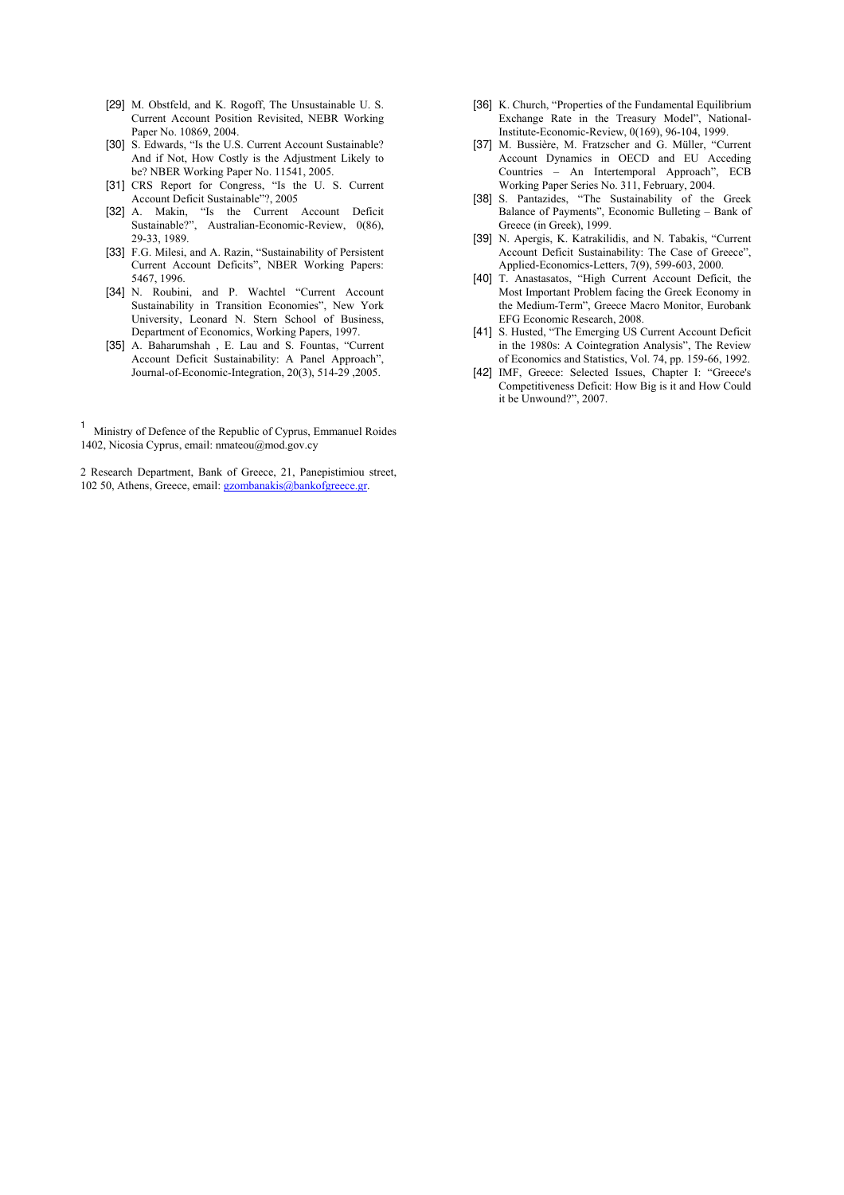[29] M. Obstfeld, and K. Rogoff, The Unsustainable U. S. Current Account Position Revisited, NEBR Working Paper No. 10869, 2004.

[30] S. Edwards, "Is the U.S. Current Account Sustainable? And if Not, How Costly is the Adjustment Likely to be? NBER Working Paper No. 11541, 2005.

[31] CRS Report for Congress, "Is the U. S. Current Account Deficit Sustainable"?, 2005

[32] A. Makin, "Is the Current Account Deficit Sustainable?", Australian-Economic-Review, 0(86), 29-33, 1989.

[33] F.G. Milesi, and A. Razin, "Sustainability of Persistent Current Account Deficits", NBER Working Papers: 5467, 1996.

[34] N. Roubini, and P. Wachtel "Current Account Sustainability in Transition Economies", New York University, Leonard N. Stern School of Business, Department of Economics, Working Papers, 1997.

[35] A. Baharumshah , E. Lau and S. Fountas, "Current Account Deficit Sustainability: A Panel Approach", Journal-of-Economic-Integration, 20(3), 514-29 ,2005.

[36] K. Church, "Properties of the Fundamental Equilibrium Exchange Rate in the Treasury Model", National-Institute-Economic-Review, 0(169), 96-104, 1999.

[37] M. Bussière, M. Fratzscher and G. Müller, "Current Account Dynamics in OECD and EU Acceding Countries – An Intertemporal Approach", ECB Working Paper Series No. 311, February, 2004.

[38] S. Pantazides, "The Sustainability of the Greek Balance of Payments", Economic Bulleting – Bank of Greece (in Greek), 1999.

[39] N. Apergis, K. Katrakilidis, and N. Tabakis, "Current Account Deficit Sustainability: The Case of Greece", Applied-Economics-Letters, 7(9), 599-603, 2000.

[40] T. Anastasatos, "High Current Account Deficit, the Most Important Problem facing the Greek Economy in the Medium-Term", Greece Macro Monitor, Eurobank EFG Economic Research, 2008.

[41] S. Husted, "The Emerging US Current Account Deficit in the 1980s: A Cointegration Analysis", The Review of Economics and Statistics, Vol. 74, pp. 159-66, 1992.

[42] IMF, Greece: Selected Issues, Chapter I: "Greece's Competitiveness Deficit: How Big is it and How Could it be Unwound?", 2007.

[1] Ministry of Defence of the Republic of Cyprus, Emmanuel Roides 1402, Nicosia Cyprus, email: nmateou@mod.gov.cy

[2] Research Department, Bank of Greece, 21, Panepistimiou street, 102 50, Athens, Greece, email: gzombanakis@bankofgreece.gr.